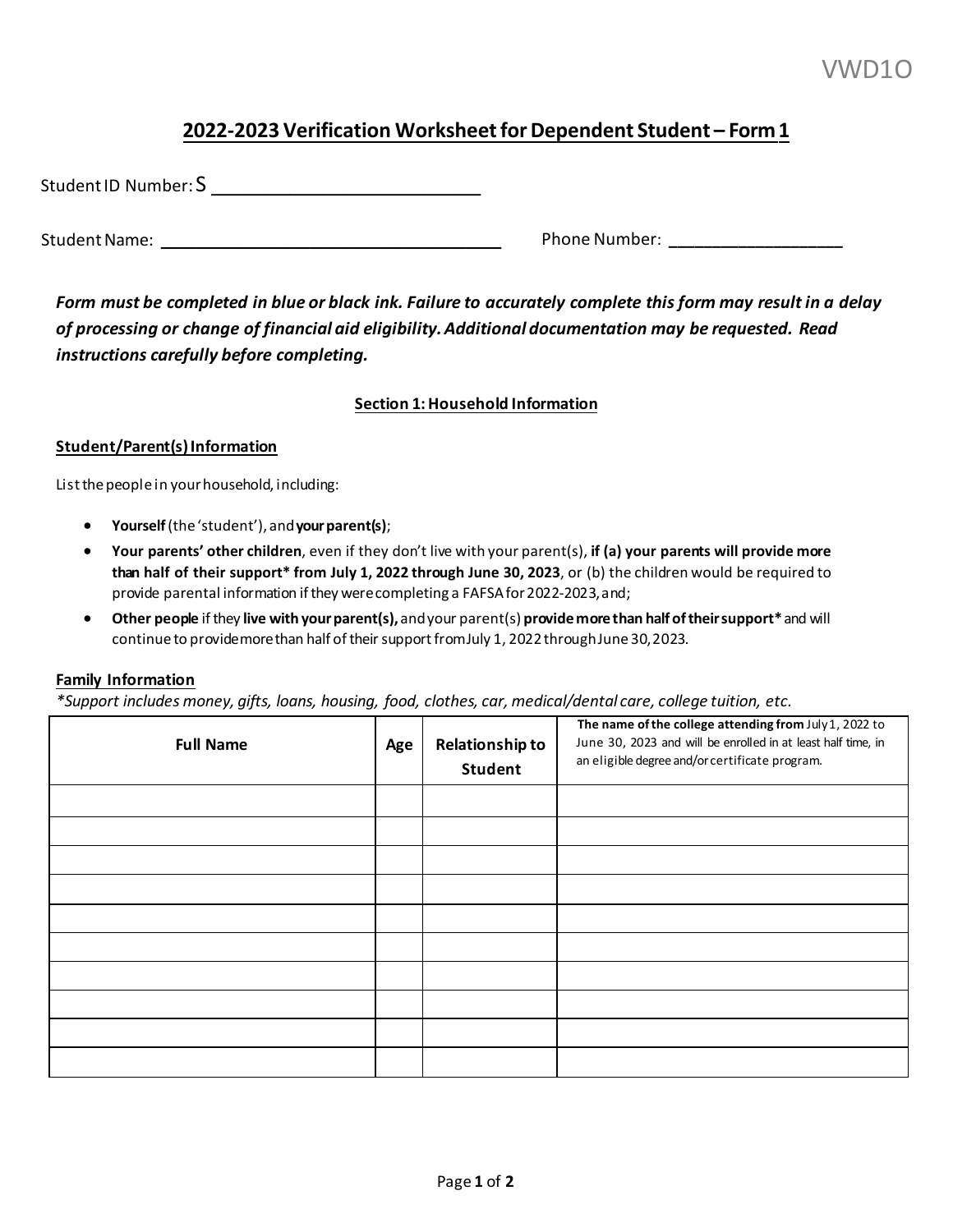VWD1O

# 2022-2023 Verification Worksheet for Dependent Student – Form 1

Student ID Number: S ____________________________

Student Name: ____________________________________ Phone Number: __________________

***Form must be completed in blue or black ink. Failure to accurately complete this form may result in a delay of processing or change of financial aid eligibility. Additional documentation may be requested. Read instructions carefully before completing.***

## Section 1: Household Information

### Student/Parent(s) Information

List the people in your household, including:

- **Yourself** (the 'student'), and **your parent(s)**;
- **Your parents' other children**, even if they don't live with your parent(s), **if (a) your parents will provide more than half of their support\* from July 1, 2022 through June 30, 2023**, or (b) the children would be required to provide parental information if they were completing a FAFSA for 2022-2023, and;
- **Other people** if they **live with your parent(s),** and your parent(s) **provide more than half of their support\*** and will continue to provide more than half of their support from July 1, 2022 through June 30, 2023.

### Family Information

*\*Support includes money, gifts, loans, housing, food, clothes, car, medical/dental care, college tuition, etc.*

| Full Name | Age | Relationship to Student | **The name of the college attending from** July 1, 2022 to June 30, 2023 and will be enrolled in at least half time, in an eligible degree and/or certificate program. |
|---|---|---|---|
| | | | |
| | | | |
| | | | |
| | | | |
| | | | |
| | | | |
| | | | |
| | | | |
| | | | |
| | | | |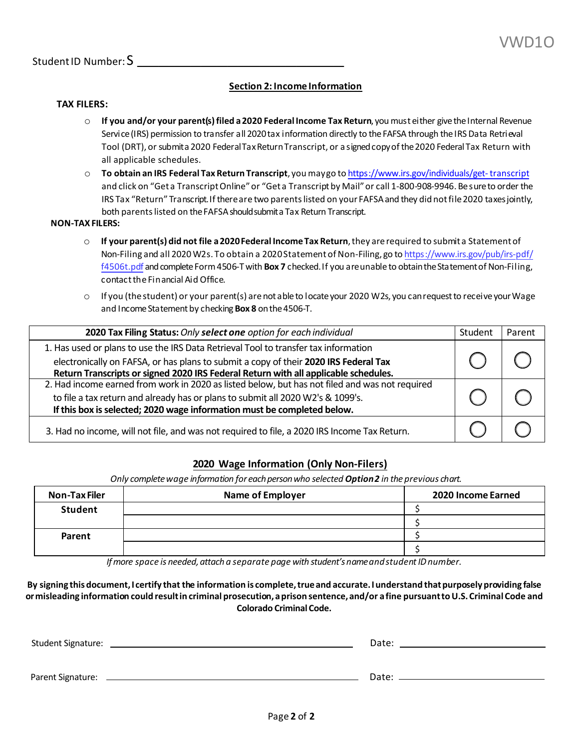VWD1O

Student ID Number: S ________________________________

## Section 2: Income Information

**TAX FILERS:**

- **If you and/or your parent(s) filed a 2020 Federal Income Tax Return**, you must either give the Internal Revenue Service (IRS) permission to transfer all 2020 tax information directly to the FAFSA through the IRS Data Retrieval Tool (DRT), or submit a 2020 Federal Tax Return Transcript, or a signed copy of the 2020 Federal Tax Return with all applicable schedules.
- **To obtain an IRS Federal Tax Return Transcript**, you may go to https://www.irs.gov/individuals/get-transcript and click on "Get a Transcript Online" or "Get a Transcript by Mail" or call 1-800-908-9946. Be sure to order the IRS Tax "Return" Transcript. If there are two parents listed on your FAFSA and they did not file 2020 taxes jointly, both parents listed on the FAFSA should submit a Tax Return Transcript.

**NON-TAX FILERS:**

- **If your parent(s) did not file a 2020 Federal Income Tax Return**, they are required to submit a Statement of Non-Filing and all 2020 W2s. To obtain a 2020 Statement of Non-Filing, go to https://www.irs.gov/pub/irs-pdf/f4506t.pdf and complete Form 4506-T with **Box 7** checked. If you are unable to obtain the Statement of Non-Filing, contact the Financial Aid Office.
- If you (the student) or your parent(s) are not able to locate your 2020 W2s, you can request to receive your Wage and Income Statement by checking **Box 8** on the 4506-T.

| **2020 Tax Filing Status:** *Only **select one** option for each individual* | Student | Parent |
|---|---|---|
| 1. Has used or plans to use the IRS Data Retrieval Tool to transfer tax information electronically on FAFSA, or has plans to submit a copy of their **2020 IRS Federal Tax Return Transcripts or signed 2020 IRS Federal Return with all applicable schedules.** | ○ | ○ |
| 2. Had income earned from work in 2020 as listed below, but has not filed and was not required to file a tax return and already has or plans to submit all 2020 W2's & 1099's. **If this box is selected; 2020 wage information must be completed below.** | ○ | ○ |
| 3. Had no income, will not file, and was not required to file, a 2020 IRS Income Tax Return. | ○ | ○ |

### 2020 Wage Information (Only Non-Filers)

*Only complete wage information for each person who selected **Option 2** in the previous chart.*

| Non-Tax Filer | Name of Employer | 2020 Income Earned |
|---|---|---|
| **Student** | | $ |
| | | $ |
| **Parent** | | $ |
| | | $ |

*If more space is needed, attach a separate page with student's name and student ID number.*

**By signing this document, I certify that the information is complete, true and accurate. I understand that purposely providing false or misleading information could result in criminal prosecution, a prison sentence, and/or a fine pursuant to U.S. Criminal Code and Colorado Criminal Code.**

Student Signature: ________________________________ Date: ____________________

Parent Signature: ________________________________ Date: ____________________